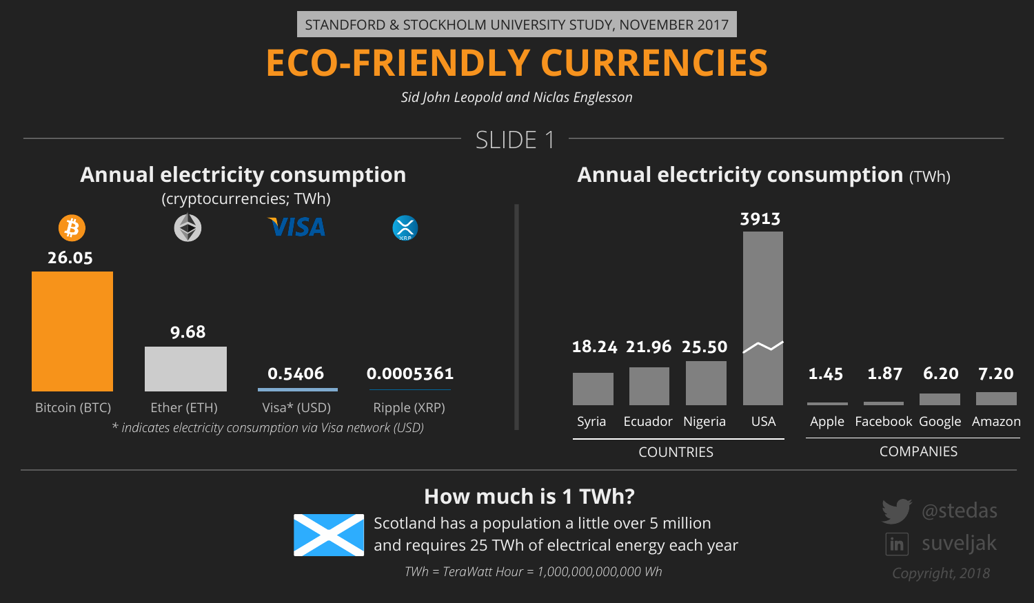STANDFORD & STOCKHOLM UNIVERSITY STUDY, NOVEMBER 2017

# ECO-FRIENDLY CURRENCIES

*Sid John Leopold and Niclas Englesson*

## SLIDE 1

### Annual electricity consumption
(cryptocurrencies; TWh)

| Bitcoin (BTC) | Ether (ETH) | Visa* (USD) | Ripple (XRP) |
|---|---|---|---|
| 26.05 | 9.68 | 0.5406 | 0.0005361 |

*\* indicates electricity consumption via Visa network (USD)*

### Annual electricity consumption (TWh)

COUNTRIES

| Syria | Ecuador | Nigeria | USA |
|---|---|---|---|
| 18.24 | 21.96 | 25.50 | 3913 |

COMPANIES

| Apple | Facebook | Google | Amazon |
|---|---|---|---|
| 1.45 | 1.87 | 6.20 | 7.20 |

### How much is 1 TWh?

Scotland has a population a little over 5 million and requires 25 TWh of electrical energy each year

*TWh = TeraWatt Hour = 1,000,000,000,000 Wh*

@stedas

suveljak

*Copyright, 2018*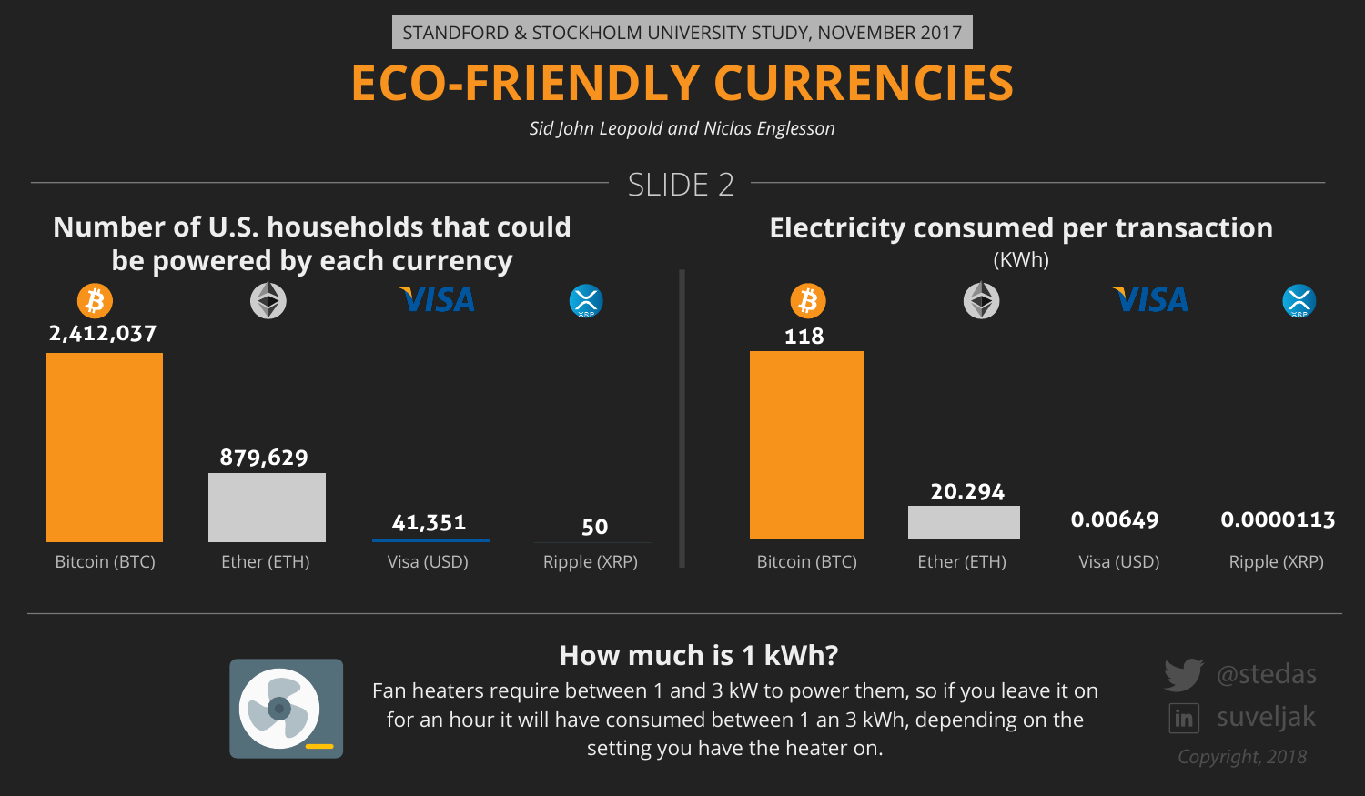STANDFORD & STOCKHOLM UNIVERSITY STUDY, NOVEMBER 2017

# ECO-FRIENDLY CURRENCIES

*Sid John Leopold and Niclas Englesson*

## SLIDE 2

### Number of U.S. households that could be powered by each currency

| Currency | Households |
|---|---|
| Bitcoin (BTC) | 2,412,037 |
| Ether (ETH) | 879,629 |
| Visa (USD) | 41,351 |
| Ripple (XRP) | 50 |

### Electricity consumed per transaction

(KWh)

| Currency | KWh |
|---|---|
| Bitcoin (BTC) | 118 |
| Ether (ETH) | 20.294 |
| Visa (USD) | 0.00649 |
| Ripple (XRP) | 0.0000113 |

### How much is 1 kWh?

Fan heaters require between 1 and 3 kW to power them, so if you leave it on for an hour it will have consumed between 1 an 3 kWh, depending on the setting you have the heater on.

@stedas

suveljak

*Copyright, 2018*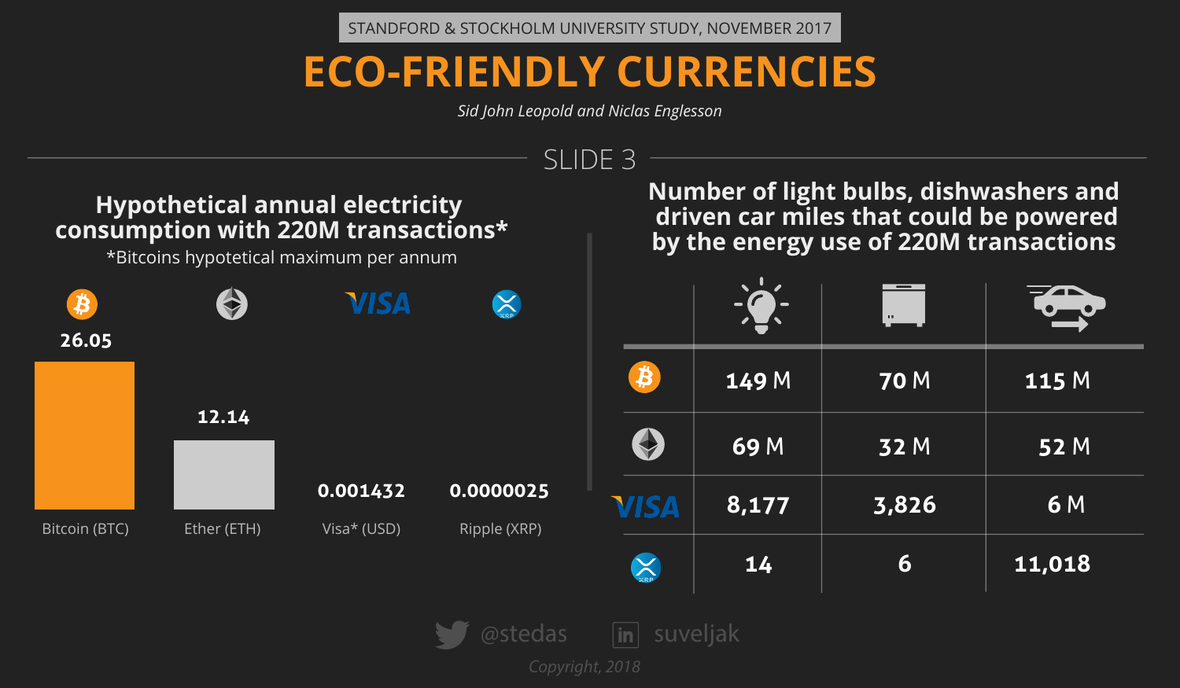STANDFORD & STOCKHOLM UNIVERSITY STUDY, NOVEMBER 2017

# ECO-FRIENDLY CURRENCIES

*Sid John Leopold and Niclas Englesson*

## SLIDE 3

### Hypothetical annual electricity consumption with 220M transactions*

*Bitcoins hypotetical maximum per annum

| Currency | Value |
|---|---|
| Bitcoin (BTC) | 26.05 |
| Ether (ETH) | 12.14 |
| Visa* (USD) | 0.001432 |
| Ripple (XRP) | 0.0000025 |

### Number of light bulbs, dishwashers and driven car miles that could be powered by the energy use of 220M transactions

| | Light bulbs | Dishwashers | Car miles |
|---|---|---|---|
| Bitcoin | 149 M | 70 M | 115 M |
| Ether | 69 M | 32 M | 52 M |
| VISA | 8,177 | 3,826 | 6 M |
| XRP | 14 | 6 | 11,018 |

@stedas suveljak

*Copyright, 2018*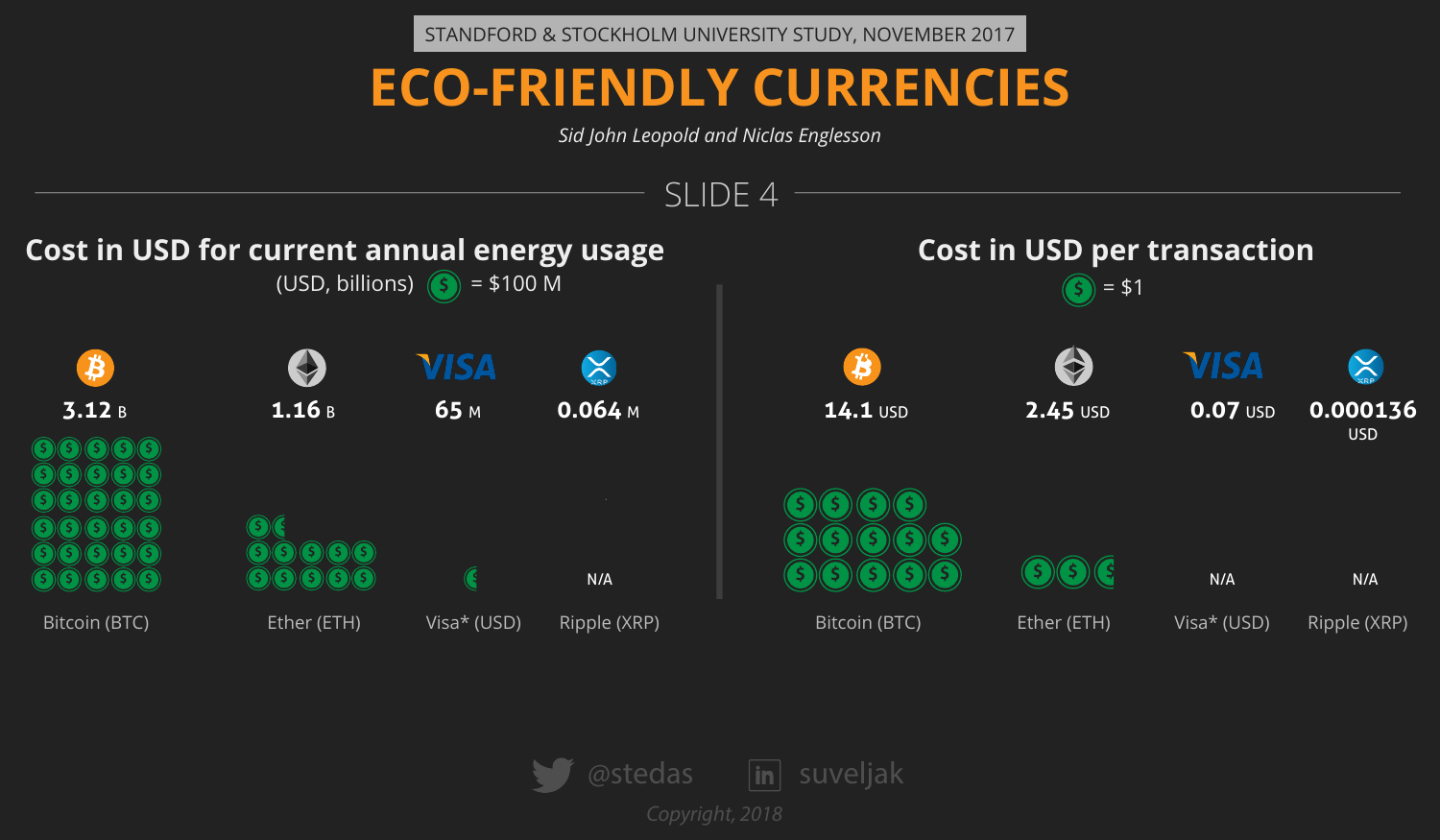STANDFORD & STOCKHOLM UNIVERSITY STUDY, NOVEMBER 2017

# ECO-FRIENDLY CURRENCIES

*Sid John Leopold and Niclas Englesson*

## SLIDE 4

### Cost in USD for current annual energy usage

(USD, billions) $ = $100 M

| Bitcoin (BTC) | Ether (ETH) | Visa* (USD) | Ripple (XRP) |
|---|---|---|---|
| **3.12** B | **1.16** B | **65** M | **0.064** M |
| | | | N/A |

### Cost in USD per transaction

$ = $1

| Bitcoin (BTC) | Ether (ETH) | Visa* (USD) | Ripple (XRP) |
|---|---|---|---|
| **14.1** USD | **2.45** USD | **0.07** USD | **0.000136** USD |
| | | N/A | N/A |

@stedas suveljak

*Copyright, 2018*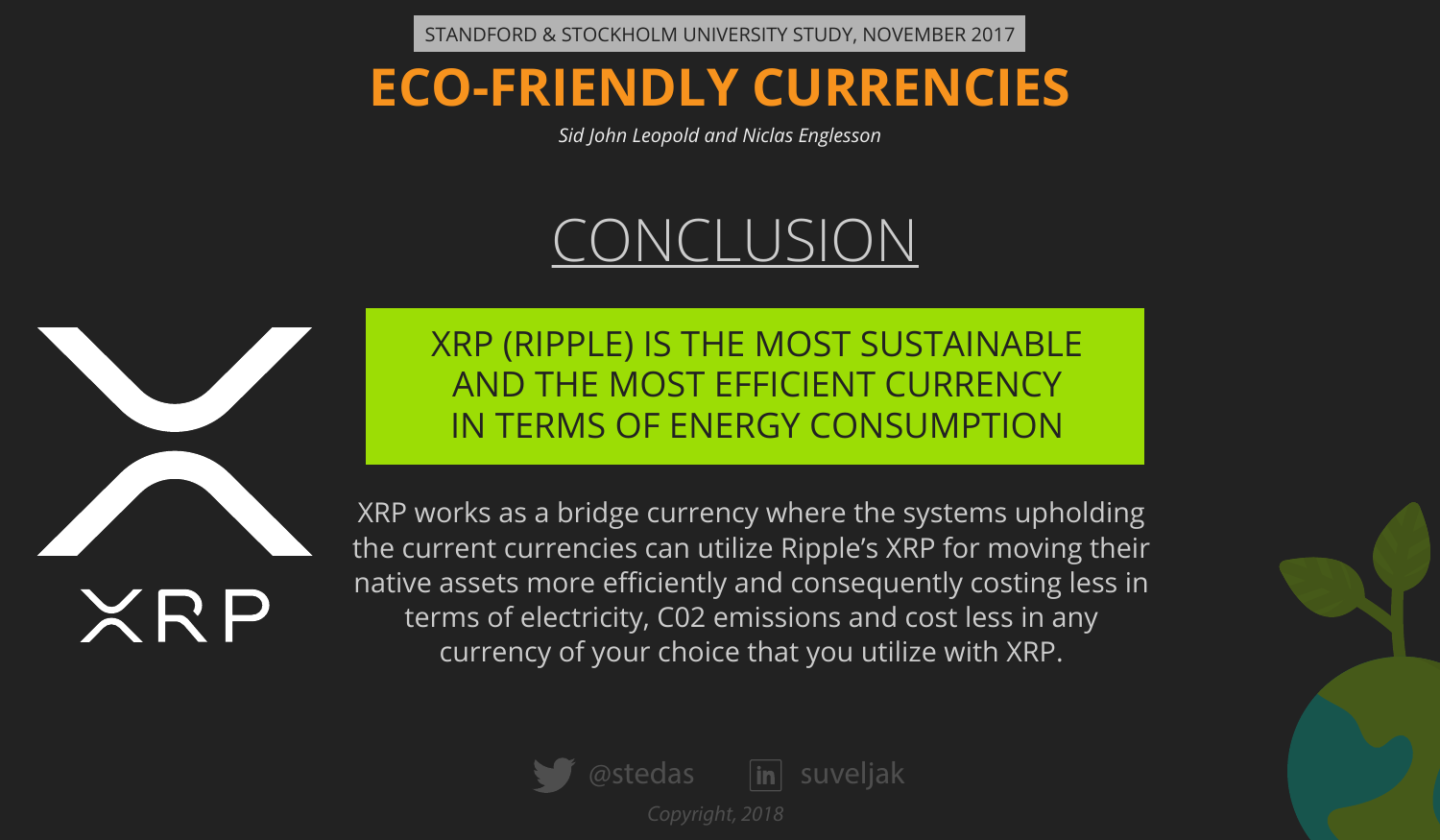STANDFORD & STOCKHOLM UNIVERSITY STUDY, NOVEMBER 2017

# ECO-FRIENDLY CURRENCIES

*Sid John Leopold and Niclas Englesson*

## CONCLUSION

XRP

**XRP (RIPPLE) IS THE MOST SUSTAINABLE AND THE MOST EFFICIENT CURRENCY IN TERMS OF ENERGY CONSUMPTION**

XRP works as a bridge currency where the systems upholding the current currencies can utilize Ripple's XRP for moving their native assets more efficiently and consequently costing less in terms of electricity, C02 emissions and cost less in any currency of your choice that you utilize with XRP.

@stedas suveljak

*Copyright, 2018*